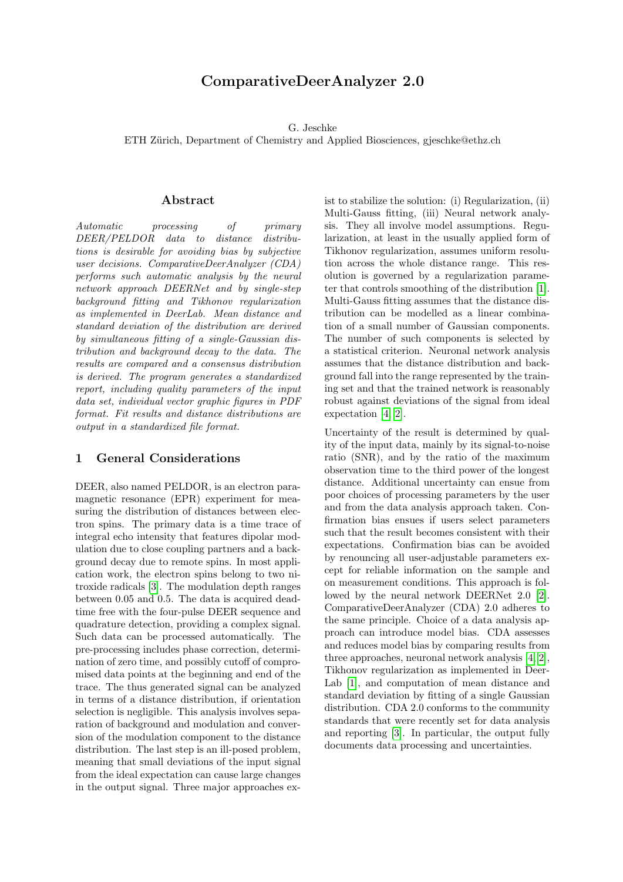# ComparativeDeerAnalyzer 2.0

G. Jeschke
ETH Zürich, Department of Chemistry and Applied Biosciences, gjeschke@ethz.ch

## Abstract

*Automatic processing of primary DEER/PELDOR data to distance distributions is desirable for avoiding bias by subjective user decisions. ComparativeDeerAnalyzer (CDA) performs such automatic analysis by the neural network approach DEERNet and by single-step background fitting and Tikhonov regularization as implemented in DeerLab. Mean distance and standard deviation of the distribution are derived by simultaneous fitting of a single-Gaussian distribution and background decay to the data. The results are compared and a consensus distribution is derived. The program generates a standardized report, including quality parameters of the input data set, individual vector graphic figures in PDF format. Fit results and distance distributions are output in a standardized file format.*

## 1 General Considerations

DEER, also named PELDOR, is an electron paramagnetic resonance (EPR) experiment for measuring the distribution of distances between electron spins. The primary data is a time trace of integral echo intensity that features dipolar modulation due to close coupling partners and a background decay due to remote spins. In most application work, the electron spins belong to two nitroxide radicals [3]. The modulation depth ranges between 0.05 and 0.5. The data is acquired deadtime free with the four-pulse DEER sequence and quadrature detection, providing a complex signal. Such data can be processed automatically. The pre-processing includes phase correction, determination of zero time, and possibly cutoff of compromised data points at the beginning and end of the trace. The thus generated signal can be analyzed in terms of a distance distribution, if orientation selection is negligible. This analysis involves separation of background and modulation and conversion of the modulation component to the distance distribution. The last step is an ill-posed problem, meaning that small deviations of the input signal from the ideal expectation can cause large changes in the output signal. Three major approaches exist to stabilize the solution: (i) Regularization, (ii) Multi-Gauss fitting, (iii) Neural network analysis. They all involve model assumptions. Regularization, at least in the usually applied form of Tikhonov regularization, assumes uniform resolution across the whole distance range. This resolution is governed by a regularization parameter that controls smoothing of the distribution [1]. Multi-Gauss fitting assumes that the distance distribution can be modelled as a linear combination of a small number of Gaussian components. The number of such components is selected by a statistical criterion. Neuronal network analysis assumes that the distance distribution and background fall into the range represented by the training set and that the trained network is reasonably robust against deviations of the signal from ideal expectation [4, 2].

Uncertainty of the result is determined by quality of the input data, mainly by its signal-to-noise ratio (SNR), and by the ratio of the maximum observation time to the third power of the longest distance. Additional uncertainty can ensue from poor choices of processing parameters by the user and from the data analysis approach taken. Confirmation bias ensues if users select parameters such that the result becomes consistent with their expectations. Confirmation bias can be avoided by renouncing all user-adjustable parameters except for reliable information on the sample and on measurement conditions. This approach is followed by the neural network DEERNet 2.0 [2]. ComparativeDeerAnalyzer (CDA) 2.0 adheres to the same principle. Choice of a data analysis approach can introduce model bias. CDA assesses and reduces model bias by comparing results from three approaches, neuronal network analysis [4, 2], Tikhonov regularization as implemented in DeerLab [1], and computation of mean distance and standard deviation by fitting of a single Gaussian distribution. CDA 2.0 conforms to the community standards that were recently set for data analysis and reporting [3]. In particular, the output fully documents data processing and uncertainties.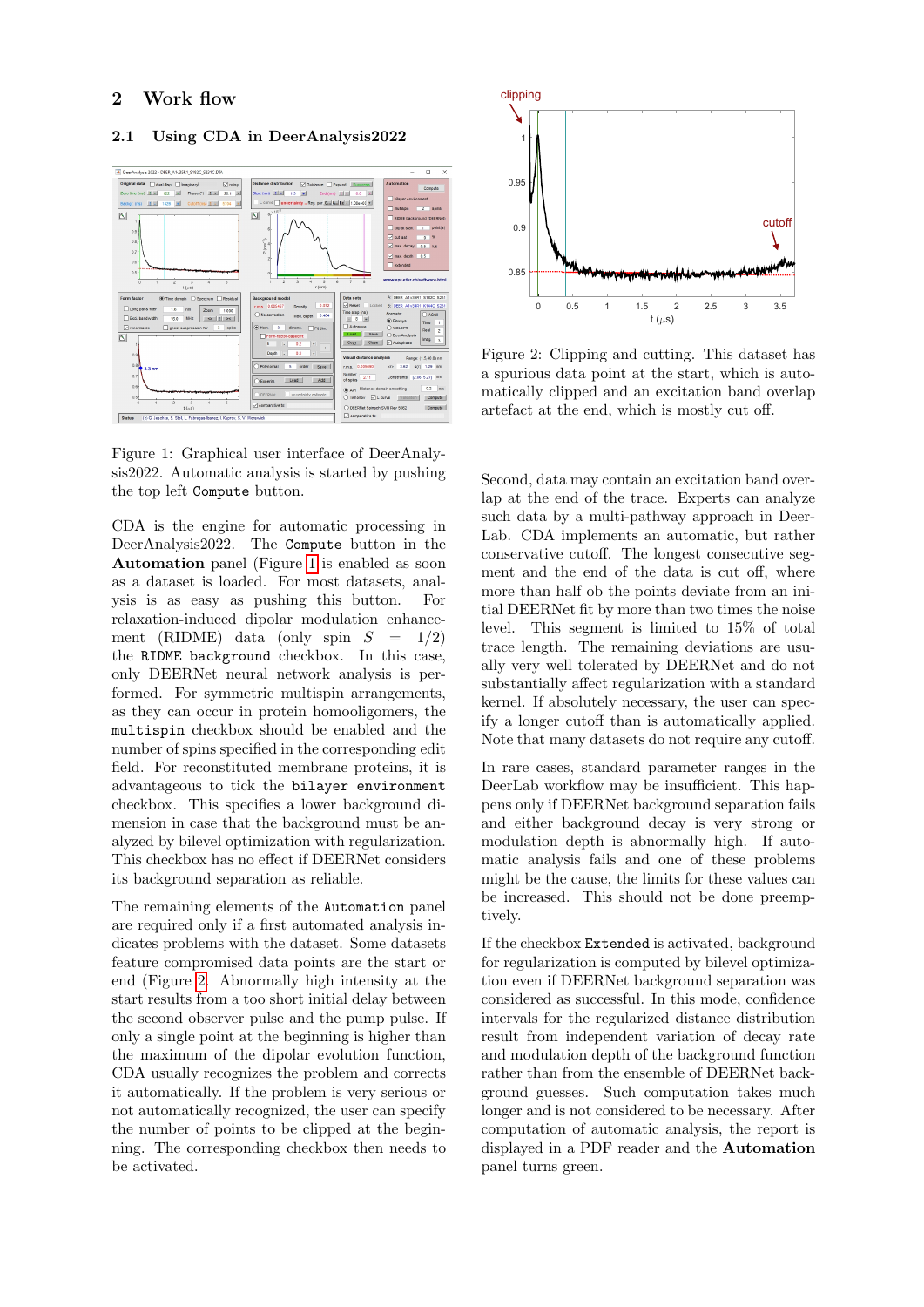## 2 Work flow

### 2.1 Using CDA in DeerAnalysis2022

Figure 1: Graphical user interface of DeerAnalysis2022. Automatic analysis is started by pushing the top left `Compute` button.

CDA is the engine for automatic processing in DeerAnalysis2022. The `Compute` button in the **Automation** panel (Figure 1) is enabled as soon as a dataset is loaded. For most datasets, analysis is as easy as pushing this button. For relaxation-induced dipolar modulation enhancement (RIDME) data (only spin $S = 1/2$) the `RIDME background` checkbox. In this case, only DEERNet neural network analysis is performed. For symmetric multispin arrangements, as they can occur in protein homooligomers, the `multispin` checkbox should be enabled and the number of spins specified in the corresponding edit field. For reconstituted membrane proteins, it is advantageous to tick the `bilayer environment` checkbox. This specifies a lower background dimension in case that the background must be analyzed by bilevel optimization with regularization. This checkbox has no effect if DEERNet considers its background separation as reliable.

The remaining elements of the `Automation` panel are required only if a first automated analysis indicates problems with the dataset. Some datasets feature compromised data points are the start or end (Figure 2). Abnormally high intensity at the start results from a too short initial delay between the second observer pulse and the pump pulse. If only a single point at the beginning is higher than the maximum of the dipolar evolution function, CDA usually recognizes the problem and corrects it automatically. If the problem is very serious or not automatically recognized, the user can specify the number of points to be clipped at the beginning. The corresponding checkbox then needs to be activated.

Figure 2: Clipping and cutting. This dataset has a spurious data point at the start, which is automatically clipped and an excitation band overlap artefact at the end, which is mostly cut off.

Second, data may contain an excitation band overlap at the end of the trace. Experts can analyze such data by a multi-pathway approach in DeerLab. CDA implements an automatic, but rather conservative cutoff. The longest consecutive segment and the end of the data is cut off, where more than half ob the points deviate from an initial DEERNet fit by more than two times the noise level. This segment is limited to 15% of total trace length. The remaining deviations are usually very well tolerated by DEERNet and do not substantially affect regularization with a standard kernel. If absolutely necessary, the user can specify a longer cutoff than is automatically applied. Note that many datasets do not require any cutoff.

In rare cases, standard parameter ranges in the DeerLab workflow may be insufficient. This happens only if DEERNet background separation fails and either background decay is very strong or modulation depth is abnormally high. If automatic analysis fails and one of these problems might be the cause, the limits for these values can be increased. This should not be done preemptively.

If the checkbox `Extended` is activated, background for regularization is computed by bilevel optimization even if DEERNet background separation was considered as successful. In this mode, confidence intervals for the regularized distance distribution result from independent variation of decay rate and modulation depth of the background function rather than from the ensemble of DEERNet background guesses. Such computation takes much longer and is not considered to be necessary. After computation of automatic analysis, the report is displayed in a PDF reader and the **Automation** panel turns green.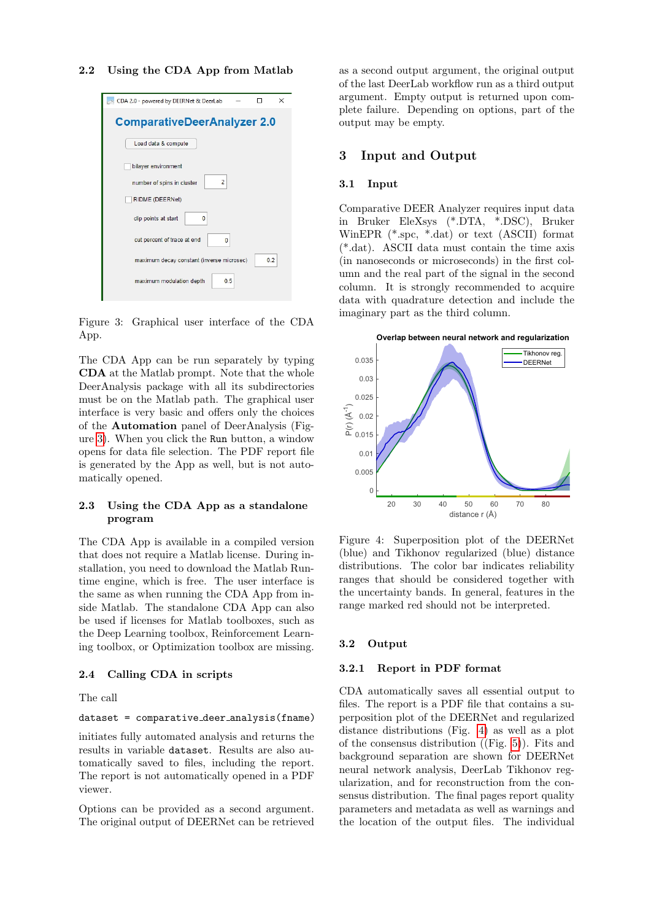## 2.2 Using the CDA App from Matlab

Figure 3: Graphical user interface of the CDA App.

The CDA App can be run separately by typing **CDA** at the Matlab prompt. Note that the whole DeerAnalysis package with all its subdirectories must be on the Matlab path. The graphical user interface is very basic and offers only the choices of the **Automation** panel of DeerAnalysis (Figure 3). When you click the `Run` button, a window opens for data file selection. The PDF report file is generated by the App as well, but is not automatically opened.

## 2.3 Using the CDA App as a standalone program

The CDA App is available in a compiled version that does not require a Matlab license. During installation, you need to download the Matlab Runtime engine, which is free. The user interface is the same as when running the CDA App from inside Matlab. The standalone CDA App can also be used if licenses for Matlab toolboxes, such as the Deep Learning toolbox, Reinforcement Learning toolbox, or Optimization toolbox are missing.

## 2.4 Calling CDA in scripts

The call

```
dataset = comparative_deer_analysis(fname)
```

initiates fully automated analysis and returns the results in variable `dataset`. Results are also automatically saved to files, including the report. The report is not automatically opened in a PDF viewer.

Options can be provided as a second argument. The original output of DEERNet can be retrieved as a second output argument, the original output of the last DeerLab workflow run as a third output argument. Empty output is returned upon complete failure. Depending on options, part of the output may be empty.

# 3 Input and Output

## 3.1 Input

Comparative DEER Analyzer requires input data in Bruker EleXsys (*.DTA, *.DSC), Bruker WinEPR (*.spc, *.dat) or text (ASCII) format (*.dat). ASCII data must contain the time axis (in nanoseconds or microseconds) in the first column and the real part of the signal in the second column. It is strongly recommended to acquire data with quadrature detection and include the imaginary part as the third column.

Figure 4: Superposition plot of the DEERNet (blue) and Tikhonov regularized (blue) distance distributions. The color bar indicates reliability ranges that should be considered together with the uncertainty bands. In general, features in the range marked red should not be interpreted.

## 3.2 Output

### 3.2.1 Report in PDF format

CDA automatically saves all essential output to files. The report is a PDF file that contains a superposition plot of the DEERNet and regularized distance distributions (Fig. 4) as well as a plot of the consensus distribution ((Fig. 5)). Fits and background separation are shown for DEERNet neural network analysis, DeerLab Tikhonov regularization, and for reconstruction from the consensus distribution. The final pages report quality parameters and metadata as well as warnings and the location of the output files. The individual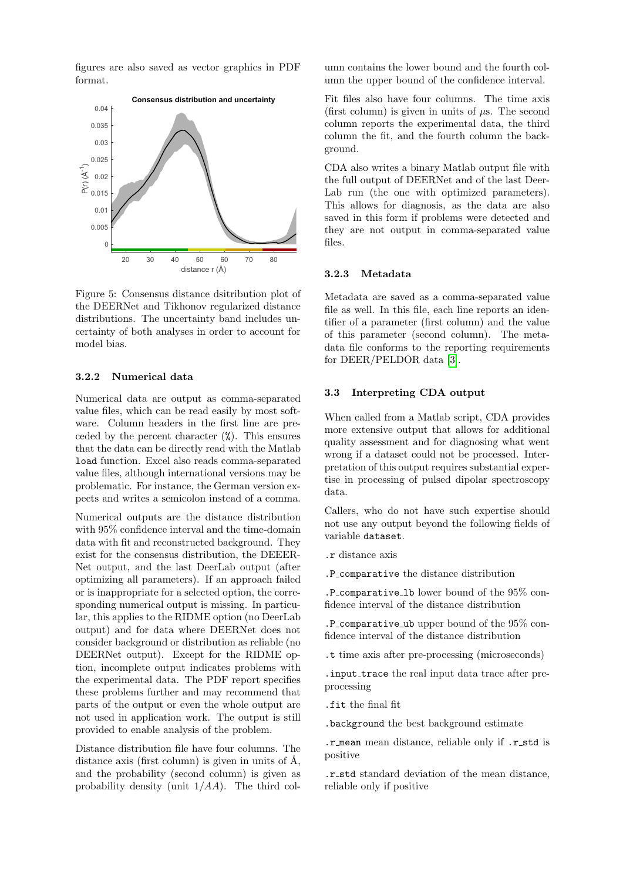figures are also saved as vector graphics in PDF format.

Figure 5: Consensus distance dsitribution plot of the DEERNet and Tikhonov regularized distance distributions. The uncertainty band includes uncertainty of both analyses in order to account for model bias.

### 3.2.2 Numerical data

Numerical data are output as comma-separated value files, which can be read easily by most software. Column headers in the first line are preceded by the percent character (%). This ensures that the data can be directly read with the Matlab `load` function. Excel also reads comma-separated value files, although international versions may be problematic. For instance, the German version expects and writes a semicolon instead of a comma.

Numerical outputs are the distance distribution with 95% confidence interval and the time-domain data with fit and reconstructed background. They exist for the consensus distribution, the DEEER-Net output, and the last DeerLab output (after optimizing all parameters). If an approach failed or is inappropriate for a selected option, the corresponding numerical output is missing. In particular, this applies to the RIDME option (no DeerLab output) and for data where DEERNet does not consider background or distribution as reliable (no DEERNet output). Except for the RIDME option, incomplete output indicates problems with the experimental data. The PDF report specifies these problems further and may recommend that parts of the output or even the whole output are not used in application work. The output is still provided to enable analysis of the problem.

Distance distribution file have four columns. The distance axis (first column) is given in units of Å, and the probability (second column) is given as probability density (unit $1/AA$). The third column contains the lower bound and the fourth column the upper bound of the confidence interval.

Fit files also have four columns. The time axis (first column) is given in units of $\mu$s. The second column reports the experimental data, the third column the fit, and the fourth column the background.

CDA also writes a binary Matlab output file with the full output of DEERNet and of the last DeerLab run (the one with optimized parameters). This allows for diagnosis, as the data are also saved in this form if problems were detected and they are not output in comma-separated value files.

### 3.2.3 Metadata

Metadata are saved as a comma-separated value file as well. In this file, each line reports an identifier of a parameter (first column) and the value of this parameter (second column). The metadata file conforms to the reporting requirements for DEER/PELDOR data [3].

## 3.3 Interpreting CDA output

When called from a Matlab script, CDA provides more extensive output that allows for additional quality assessment and for diagnosing what went wrong if a dataset could not be processed. Interpretation of this output requires substantial expertise in processing of pulsed dipolar spectroscopy data.

Callers, who do not have such expertise should not use any output beyond the following fields of variable `dataset`.

`.r` distance axis

`.P_comparative` the distance distribution

`.P_comparative_lb` lower bound of the 95% confidence interval of the distance distribution

`.P_comparative_ub` upper bound of the 95% confidence interval of the distance distribution

`.t` time axis after pre-processing (microseconds)

`.input_trace` the real input data trace after preprocessing

`.fit` the final fit

`.background` the best background estimate

`.r_mean` mean distance, reliable only if `.r_std` is positive

`.r_std` standard deviation of the mean distance, reliable only if positive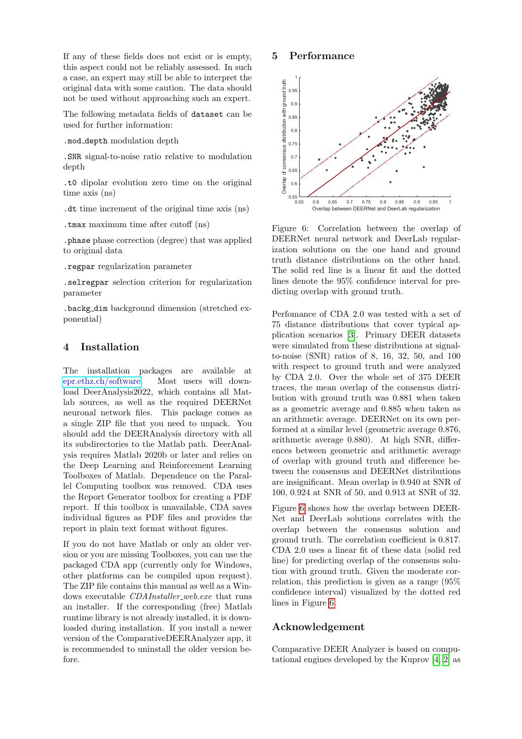If any of these fields does not exist or is empty, this aspect could not be reliably assessed. In such a case, an expert may still be able to interpret the original data with some caution. The data should not be used without approaching such an expert.

The following metadata fields of `dataset` can be used for further information:

`.mod_depth` modulation depth

`.SNR` signal-to-noise ratio relative to modulation depth

`.t0` dipolar evolution zero time on the original time axis (ns)

`.dt` time increment of the original time axis (ns)

`.tmax` maximum time after cutoff (ns)

`.phase` phase correction (degree) that was applied to original data

`.regpar` regularization parameter

`.selregpar` selection criterion for regularization parameter

`.backg_dim` background dimension (stretched exponential)

## 4 Installation

The installation packages are available at epr.ethz.ch/software. Most users will download DeerAnalysis2022, which contains all Matlab sources, as well as the required DEERNet neuronal network files. This package comes as a single ZIP file that you need to unpack. You should add the DEERAnalysis directory with all its subdirectories to the Matlab path. DeerAnalysis requires Matlab 2020b or later and relies on the Deep Learning and Reinforcement Learning Toolboxes of Matlab. Dependence on the Parallel Computing toolbox was removed. CDA uses the Report Generator toolbox for creating a PDF report. If this toolbox is unavailable, CDA saves individual figures as PDF files and provides the report in plain text format without figures.

If you do not have Matlab or only an older version or you are missing Toolboxes, you can use the packaged CDA app (currently only for Windows, other platforms can be compiled upon request). The ZIP file contains this manual as well as a Windows executable *CDAInstaller_web.exe* that runs an installer. If the corresponding (free) Matlab runtime library is not already installed, it is downloaded during installation. If you install a newer version of the ComparativeDEERAnalyzer app, it is recommended to uninstall the older version before.

## 5 Performance

Figure 6: Correlation between the overlap of DEERNet neural network and DeerLab regularization solutions on the one hand and ground truth distance distributions on the other hand. The solid red line is a linear fit and the dotted lines denote the 95% confidence interval for predicting overlap with ground truth.

Perfomance of CDA 2.0 was tested with a set of 75 distance distributions that cover typical application scenarios [3]. Primary DEER datasets were simulated from these distributions at signal-to-noise (SNR) ratios of 8, 16, 32, 50, and 100 with respect to ground truth and were analyzed by CDA 2.0. Over the whole set of 375 DEER traces, the mean overlap of the consensus distribution with ground truth was 0.881 when taken as a geometric average and 0.885 when taken as an arithmetic average. DEERNet on its own performed at a similar level (geometric average 0.876, arithmetic average 0.880). At high SNR, differences between geometric and arithmetic average of overlap with ground truth and difference between the consensus and DEERNet distributions are insignificant. Mean overlap is 0.940 at SNR of 100, 0.924 at SNR of 50, and 0.913 at SNR of 32.

Figure 6 shows how the overlap between DEERNet and DeerLab solutions correlates with the overlap between the consensus solution and ground truth. The correlation coefficient is 0.817. CDA 2.0 uses a linear fit of these data (solid red line) for predicting overlap of the consensus solution with ground truth. Given the moderate correlation, this prediction is given as a range (95% confidence interval) visualized by the dotted red lines in Figure 6.

## Acknowledgement

Comparative DEER Analyzer is based on computational engines developed by the Kuprov [4, 2] as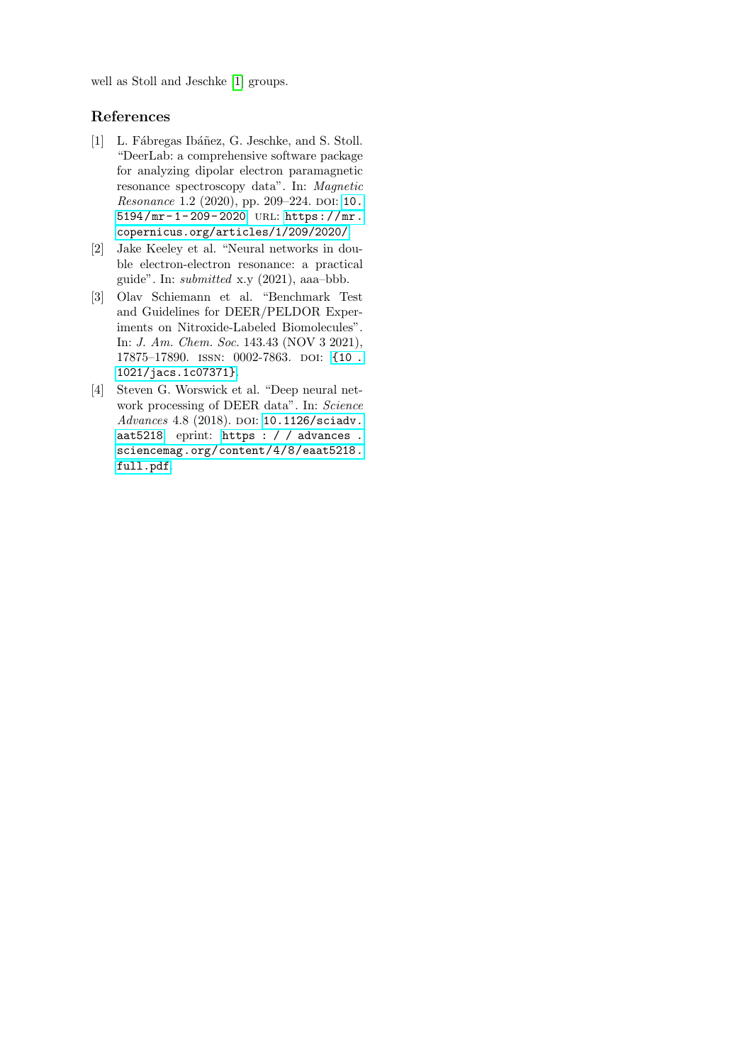well as Stoll and Jeschke [1] groups.

## References

[1] L. Fábregas Ibáñez, G. Jeschke, and S. Stoll. "DeerLab: a comprehensive software package for analyzing dipolar electron paramagnetic resonance spectroscopy data". In: *Magnetic Resonance* 1.2 (2020), pp. 209–224. DOI: 10.5194/mr-1-209-2020. URL: https://mr.copernicus.org/articles/1/209/2020/.

[2] Jake Keeley et al. "Neural networks in double electron-electron resonance: a practical guide". In: *submitted* x.y (2021), aaa–bbb.

[3] Olav Schiemann et al. "Benchmark Test and Guidelines for DEER/PELDOR Experiments on Nitroxide-Labeled Biomolecules". In: *J. Am. Chem. Soc.* 143.43 (NOV 3 2021), 17875–17890. ISSN: 0002-7863. DOI: {10.1021/jacs.1c07371}.

[4] Steven G. Worswick et al. "Deep neural network processing of DEER data". In: *Science Advances* 4.8 (2018). DOI: 10.1126/sciadv.aat5218. eprint: https://advances.sciencemag.org/content/4/8/eaat5218.full.pdf.